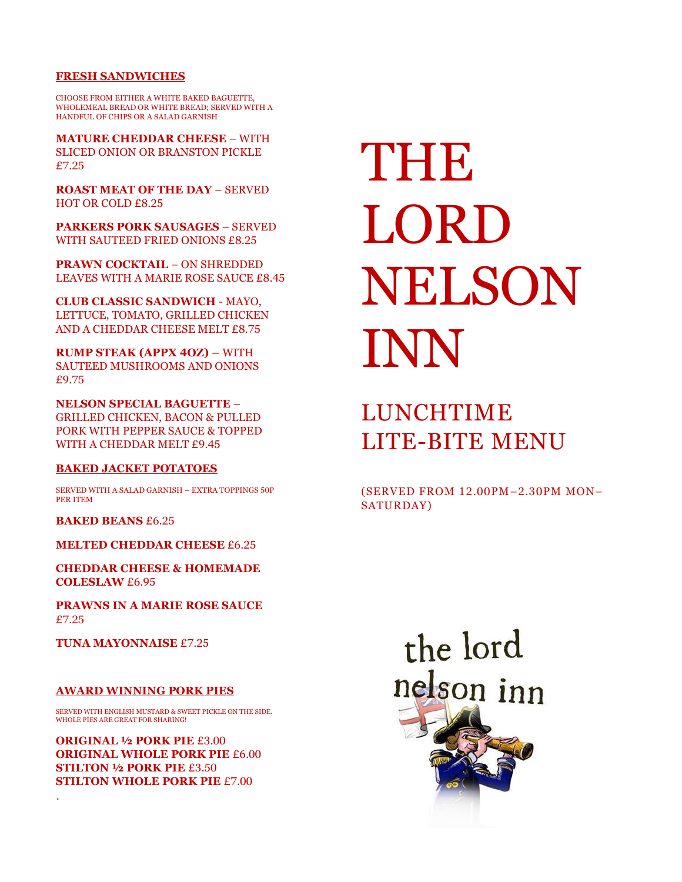# THE LORD NELSON INN

## LUNCHTIME LITE-BITE MENU

(SERVED FROM 12.00PM–2.30PM MON–SATURDAY)

### FRESH SANDWICHES

CHOOSE FROM EITHER A WHITE BAKED BAGUETTE, WHOLEMEAL BREAD OR WHITE BREAD; SERVED WITH A HANDFUL OF CHIPS OR A SALAD GARNISH

**MATURE CHEDDAR CHEESE** – WITH SLICED ONION OR BRANSTON PICKLE £7.25

**ROAST MEAT OF THE DAY** – SERVED HOT OR COLD £8.25

**PARKERS PORK SAUSAGES** – SERVED WITH SAUTEED FRIED ONIONS £8.25

**PRAWN COCKTAIL** – ON SHREDDED LEAVES WITH A MARIE ROSE SAUCE £8.45

**CLUB CLASSIC SANDWICH** - MAYO, LETTUCE, TOMATO, GRILLED CHICKEN AND A CHEDDAR CHEESE MELT £8.75

**RUMP STEAK (APPX 4OZ) –** WITH SAUTEED MUSHROOMS AND ONIONS £9.75

**NELSON SPECIAL BAGUETTE** – GRILLED CHICKEN, BACON & PULLED PORK WITH PEPPER SAUCE & TOPPED WITH A CHEDDAR MELT £9.45

### BAKED JACKET POTATOES

SERVED WITH A SALAD GARNISH – EXTRA TOPPINGS 50P PER ITEM

**BAKED BEANS** £6.25

**MELTED CHEDDAR CHEESE** £6.25

**CHEDDAR CHEESE & HOMEMADE COLESLAW** £6.95

**PRAWNS IN A MARIE ROSE SAUCE** £7.25

**TUNA MAYONNAISE** £7.25

### AWARD WINNING PORK PIES

SERVED WITH ENGLISH MUSTARD & SWEET PICKLE ON THE SIDE. WHOLE PIES ARE GREAT FOR SHARING!

**ORIGINAL ½ PORK PIE** £3.00
**ORIGINAL WHOLE PORK PIE** £6.00
**STILTON ½ PORK PIE** £3.50
**STILTON WHOLE PORK PIE** £7.00

the lord nelson inn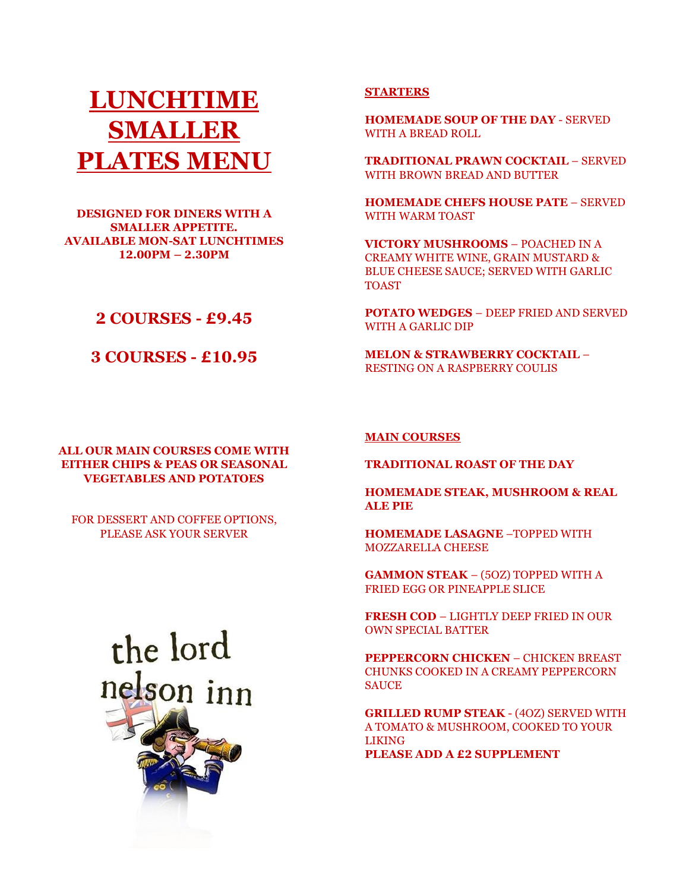# LUNCHTIME SMALLER PLATES MENU

**DESIGNED FOR DINERS WITH A SMALLER APPETITE.**
**AVAILABLE MON-SAT LUNCHTIMES 12.00PM – 2.30PM**

## 2 COURSES - £9.45

## 3 COURSES - £10.95

## STARTERS

**HOMEMADE SOUP OF THE DAY** - SERVED WITH A BREAD ROLL

**TRADITIONAL PRAWN COCKTAIL** – SERVED WITH BROWN BREAD AND BUTTER

**HOMEMADE CHEFS HOUSE PATE** – SERVED WITH WARM TOAST

**VICTORY MUSHROOMS** – POACHED IN A CREAMY WHITE WINE, GRAIN MUSTARD & BLUE CHEESE SAUCE; SERVED WITH GARLIC TOAST

**POTATO WEDGES** – DEEP FRIED AND SERVED WITH A GARLIC DIP

**MELON & STRAWBERRY COCKTAIL** – RESTING ON A RASPBERRY COULIS

## MAIN COURSES

**ALL OUR MAIN COURSES COME WITH EITHER CHIPS & PEAS OR SEASONAL VEGETABLES AND POTATOES**

**TRADITIONAL ROAST OF THE DAY**

**HOMEMADE STEAK, MUSHROOM & REAL ALE PIE**

**HOMEMADE LASAGNE** –TOPPED WITH MOZZARELLA CHEESE

**GAMMON STEAK** – (5OZ) TOPPED WITH A FRIED EGG OR PINEAPPLE SLICE

**FRESH COD** – LIGHTLY DEEP FRIED IN OUR OWN SPECIAL BATTER

**PEPPERCORN CHICKEN** – CHICKEN BREAST CHUNKS COOKED IN A CREAMY PEPPERCORN SAUCE

**GRILLED RUMP STEAK** - (4OZ) SERVED WITH A TOMATO & MUSHROOM, COOKED TO YOUR LIKING
**PLEASE ADD A £2 SUPPLEMENT**

FOR DESSERT AND COFFEE OPTIONS, PLEASE ASK YOUR SERVER

the lord nelson inn